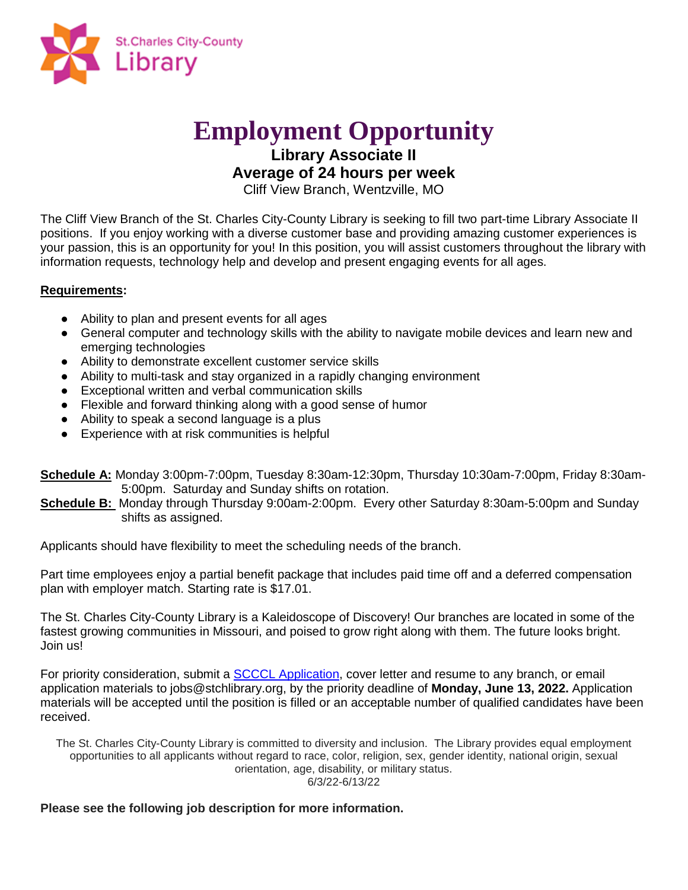St.Charles City-County Library

# Employment Opportunity

## Library Associate II

## Average of 24 hours per week

Cliff View Branch, Wentzville, MO

The Cliff View Branch of the St. Charles City-County Library is seeking to fill two part-time Library Associate II positions. If you enjoy working with a diverse customer base and providing amazing customer experiences is your passion, this is an opportunity for you! In this position, you will assist customers throughout the library with information requests, technology help and develop and present engaging events for all ages.

**Requirements:**

- Ability to plan and present events for all ages
- General computer and technology skills with the ability to navigate mobile devices and learn new and emerging technologies
- Ability to demonstrate excellent customer service skills
- Ability to multi-task and stay organized in a rapidly changing environment
- Exceptional written and verbal communication skills
- Flexible and forward thinking along with a good sense of humor
- Ability to speak a second language is a plus
- Experience with at risk communities is helpful

**Schedule A:** Monday 3:00pm-7:00pm, Tuesday 8:30am-12:30pm, Thursday 10:30am-7:00pm, Friday 8:30am-5:00pm. Saturday and Sunday shifts on rotation.

**Schedule B:** Monday through Thursday 9:00am-2:00pm. Every other Saturday 8:30am-5:00pm and Sunday shifts as assigned.

Applicants should have flexibility to meet the scheduling needs of the branch.

Part time employees enjoy a partial benefit package that includes paid time off and a deferred compensation plan with employer match. Starting rate is $17.01.

The St. Charles City-County Library is a Kaleidoscope of Discovery! Our branches are located in some of the fastest growing communities in Missouri, and poised to grow right along with them. The future looks bright. Join us!

For priority consideration, submit a SCCCL Application, cover letter and resume to any branch, or email application materials to jobs@stchlibrary.org, by the priority deadline of **Monday, June 13, 2022.** Application materials will be accepted until the position is filled or an acceptable number of qualified candidates have been received.

The St. Charles City-County Library is committed to diversity and inclusion. The Library provides equal employment opportunities to all applicants without regard to race, color, religion, sex, gender identity, national origin, sexual orientation, age, disability, or military status.
6/3/22-6/13/22

**Please see the following job description for more information.**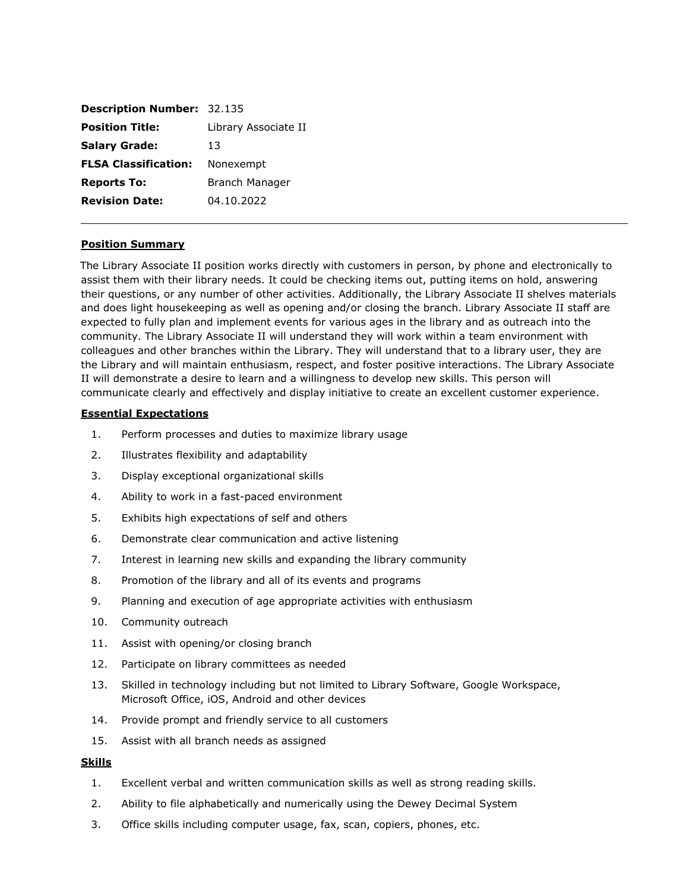| | |
|---|---|
| **Description Number:** | 32.135 |
| **Position Title:** | Library Associate II |
| **Salary Grade:** | 13 |
| **FLSA Classification:** | Nonexempt |
| **Reports To:** | Branch Manager |
| **Revision Date:** | 04.10.2022 |

---

## Position Summary

The Library Associate II position works directly with customers in person, by phone and electronically to assist them with their library needs. It could be checking items out, putting items on hold, answering their questions, or any number of other activities. Additionally, the Library Associate II shelves materials and does light housekeeping as well as opening and/or closing the branch. Library Associate II staff are expected to fully plan and implement events for various ages in the library and as outreach into the community. The Library Associate II will understand they will work within a team environment with colleagues and other branches within the Library. They will understand that to a library user, they are the Library and will maintain enthusiasm, respect, and foster positive interactions. The Library Associate II will demonstrate a desire to learn and a willingness to develop new skills. This person will communicate clearly and effectively and display initiative to create an excellent customer experience.

## Essential Expectations

1. Perform processes and duties to maximize library usage
2. Illustrates flexibility and adaptability
3. Display exceptional organizational skills
4. Ability to work in a fast-paced environment
5. Exhibits high expectations of self and others
6. Demonstrate clear communication and active listening
7. Interest in learning new skills and expanding the library community
8. Promotion of the library and all of its events and programs
9. Planning and execution of age appropriate activities with enthusiasm
10. Community outreach
11. Assist with opening/or closing branch
12. Participate on library committees as needed
13. Skilled in technology including but not limited to Library Software, Google Workspace, Microsoft Office, iOS, Android and other devices
14. Provide prompt and friendly service to all customers
15. Assist with all branch needs as assigned

## Skills

1. Excellent verbal and written communication skills as well as strong reading skills.
2. Ability to file alphabetically and numerically using the Dewey Decimal System
3. Office skills including computer usage, fax, scan, copiers, phones, etc.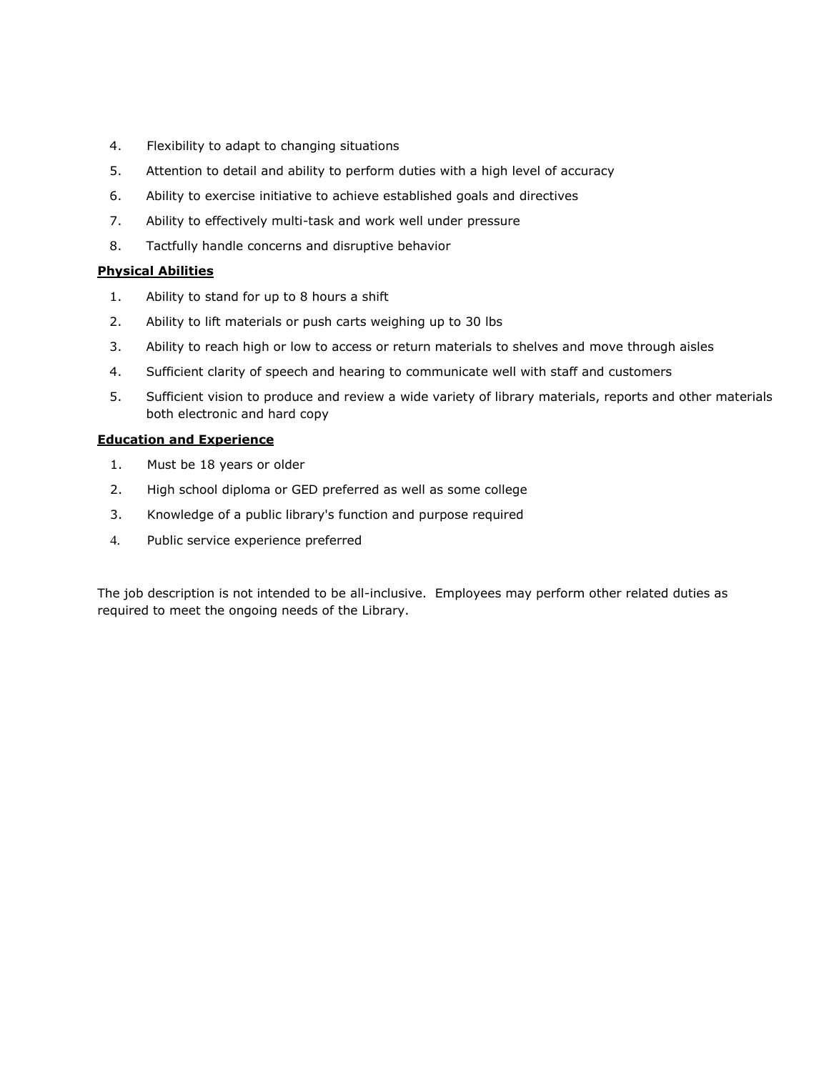4. Flexibility to adapt to changing situations
5. Attention to detail and ability to perform duties with a high level of accuracy
6. Ability to exercise initiative to achieve established goals and directives
7. Ability to effectively multi-task and work well under pressure
8. Tactfully handle concerns and disruptive behavior

**Physical Abilities**

1. Ability to stand for up to 8 hours a shift
2. Ability to lift materials or push carts weighing up to 30 lbs
3. Ability to reach high or low to access or return materials to shelves and move through aisles
4. Sufficient clarity of speech and hearing to communicate well with staff and customers
5. Sufficient vision to produce and review a wide variety of library materials, reports and other materials both electronic and hard copy

**Education and Experience**

1. Must be 18 years or older
2. High school diploma or GED preferred as well as some college
3. Knowledge of a public library's function and purpose required
4. Public service experience preferred

The job description is not intended to be all-inclusive. Employees may perform other related duties as required to meet the ongoing needs of the Library.